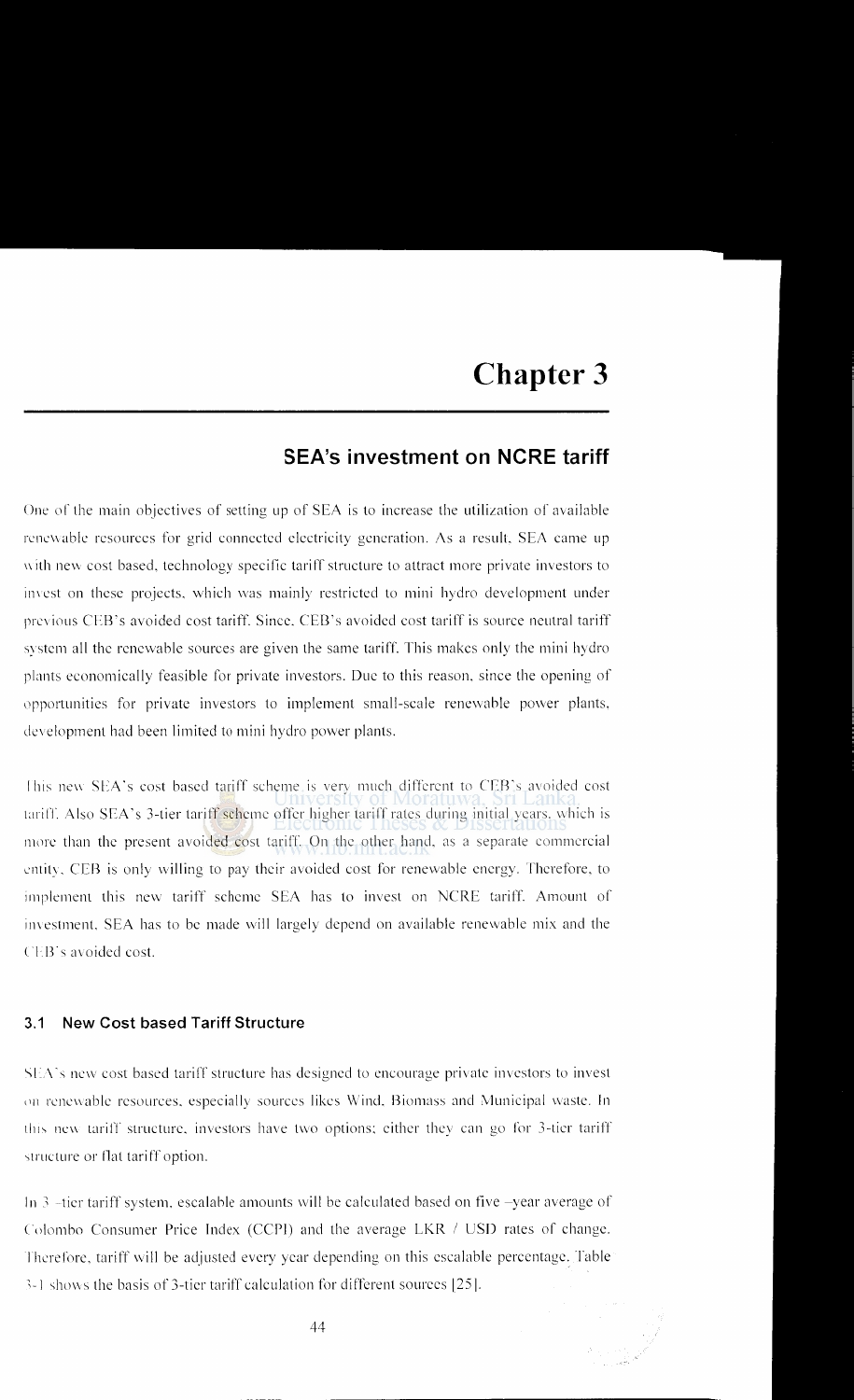# Chapter 3

## SEA's investment on NCRE tariff

One of the main objectives of setting up of SEA is to increase the utilization of available renewable resources for grid connected electricity generation. As a result, SEA came up with new cost based, technology specific tariff structure to attract more private investors to invest on these projects, which was mainly restricted to mini hydro development under previous CEB's avoided cost tariff. Since, CEB's avoided cost tariff is source neutral tariff system all the renewable sources are given the same tariff. This makes only the mini hydro plants economically feasible for private investors. Due to this reason, since the opening of opportunities for private investors to implement small-scale renewable power plants, development had been limited to mini hydro power plants.

This new SEA's cost based tariff scheme is very much different to CEB's avoided cost tariff. Also SEA's 3-tier tariff scheme offer higher tariff rates during initial years, which is more than the present avoided cost tariff. On the other hand, as a separate commercial entity, CEB is only willing to pay their avoided cost for renewable energy. Therefore, to implement this new tariff scheme SEA has to invest on NCRE tariff. Amount of investment, SEA has to be made will largely depend on available renewable mix and the CEB's avoided cost.

### 3.1 New Cost based Tariff Structure

SEA's new cost based tariff structure has designed to encourage private investors to invest on renewable resources, especially sources likes Wind, Biomass and Municipal waste. In this new tariff structure, investors have two options; either they can go for 3-tier tariff structure or flat tariff option.

In 3 –tier tariff system, escalable amounts will be calculated based on five –year average of Colombo Consumer Price Index (CCPI) and the average LKR / USD rates of change. Therefore, tariff will be adjusted every year depending on this escalable percentage. Table 3-1 shows the basis of 3-tier tariff calculation for different sources [25].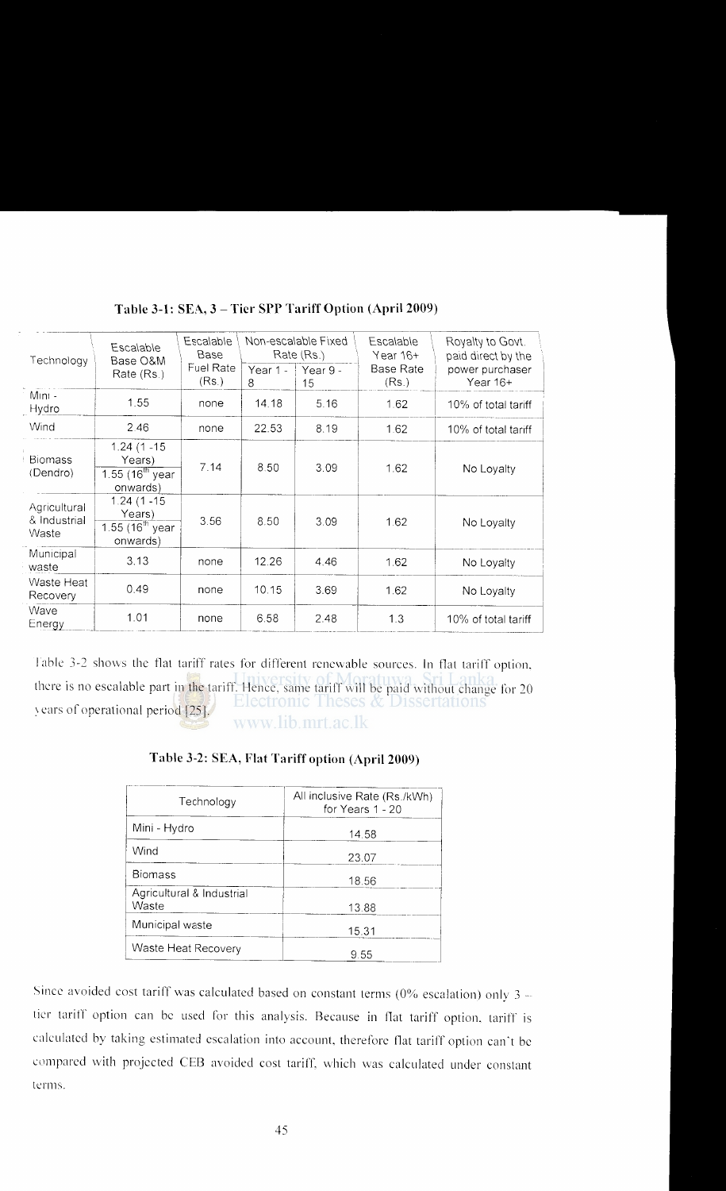**Table 3-1: SEA, 3 – Tier SPP Tariff Option (April 2009)**

| Technology | Escalable Base O&M Rate (Rs.) | Escalable Base Fuel Rate (Rs.) | Non-escalable Fixed Rate (Rs.) | | Escalable Year 16+ Base Rate (Rs.) | Royalty to Govt. paid direct by the power purchaser Year 16+ |
|---|---|---|---|---|---|---|
| | | | Year 1 - 8 | Year 9 - 15 | | |
| Mini - Hydro | 1.55 | none | 14.18 | 5.16 | 1.62 | 10% of total tariff |
| Wind | 2.46 | none | 22.53 | 8.19 | 1.62 | 10% of total tariff |
| Biomass (Dendro) | 1.24 (1 -15 Years) 1.55 (16th year onwards) | 7.14 | 8.50 | 3.09 | 1.62 | No Loyalty |
| Agricultural & Industrial Waste | 1.24 (1 -15 Years) 1.55 (16th year onwards) | 3.56 | 8.50 | 3.09 | 1.62 | No Loyalty |
| Municipal waste | 3.13 | none | 12.26 | 4.46 | 1.62 | No Loyalty |
| Waste Heat Recovery | 0.49 | none | 10.15 | 3.69 | 1.62 | No Loyalty |
| Wave Energy | 1.01 | none | 6.58 | 2.48 | 1.3 | 10% of total tariff |

Table 3-2 shows the flat tariff rates for different renewable sources. In flat tariff option, there is no escalable part in the tariff. Hence, same tariff will be paid without change for 20 years of operational period [25].

**Table 3-2: SEA, Flat Tariff option (April 2009)**

| Technology | All inclusive Rate (Rs./kWh) for Years 1 - 20 |
|---|---|
| Mini - Hydro | 14.58 |
| Wind | 23.07 |
| Biomass | 18.56 |
| Agricultural & Industrial Waste | 13.88 |
| Municipal waste | 15.31 |
| Waste Heat Recovery | 9.55 |

Since avoided cost tariff was calculated based on constant terms (0% escalation) only 3 – tier tariff option can be used for this analysis. Because in flat tariff option, tariff is calculated by taking estimated escalation into account, therefore flat tariff option can't be compared with projected CEB avoided cost tariff, which was calculated under constant terms.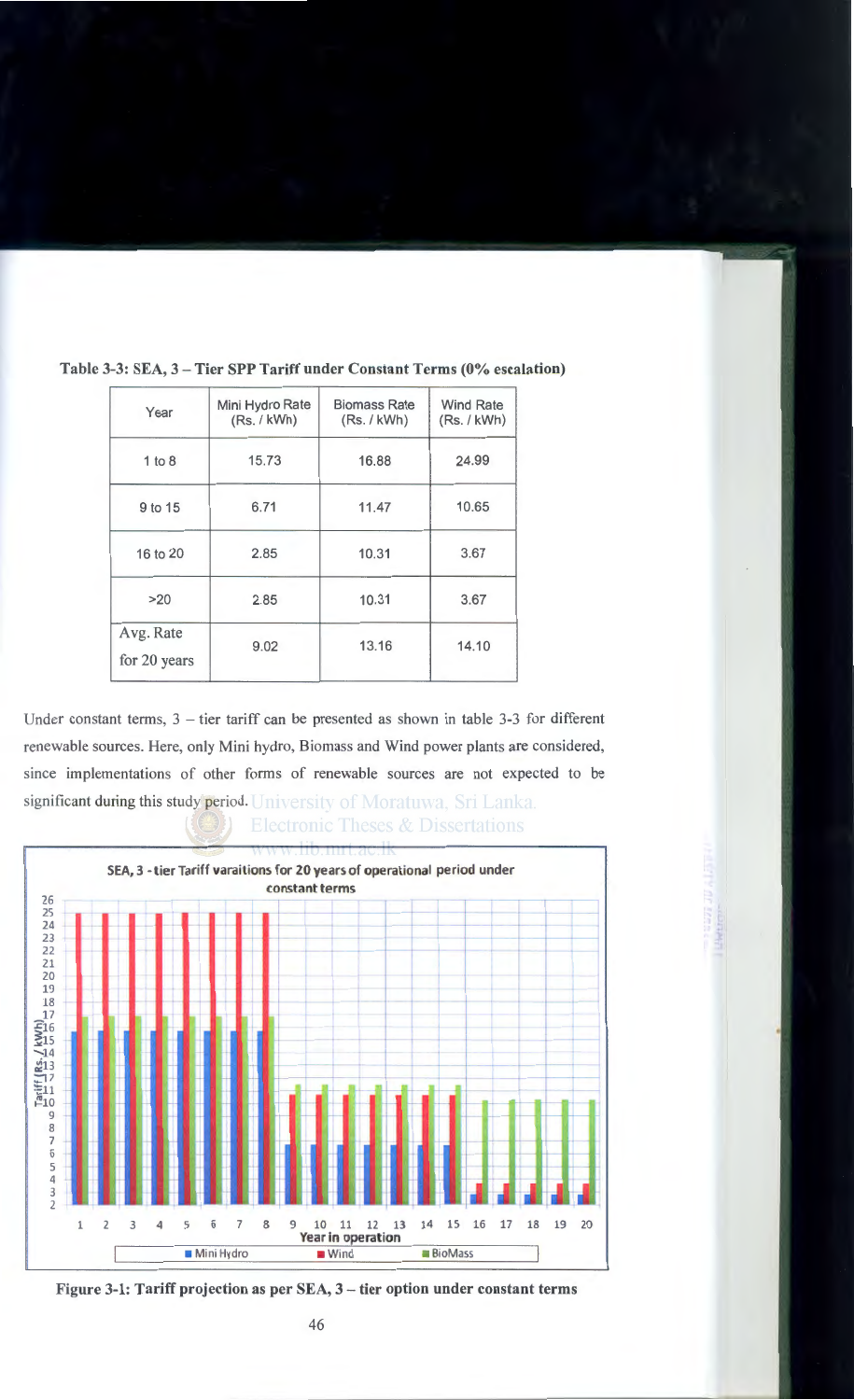**Table 3-3: SEA, 3 – Tier SPP Tariff under Constant Terms (0% escalation)**

| Year | Mini Hydro Rate (Rs. / kWh) | Biomass Rate (Rs. / kWh) | Wind Rate (Rs. / kWh) |
|---|---|---|---|
| 1 to 8 | 15.73 | 16.88 | 24.99 |
| 9 to 15 | 6.71 | 11.47 | 10.65 |
| 16 to 20 | 2.85 | 10.31 | 3.67 |
| >20 | 2.85 | 10.31 | 3.67 |
| Avg. Rate for 20 years | 9.02 | 13.16 | 14.10 |

Under constant terms, 3 – tier tariff can be presented as shown in table 3-3 for different renewable sources. Here, only Mini hydro, Biomass and Wind power plants are considered, since implementations of other forms of renewable sources are not expected to be significant during this study period.

**Figure 3-1: Tariff projection as per SEA, 3 – tier option under constant terms**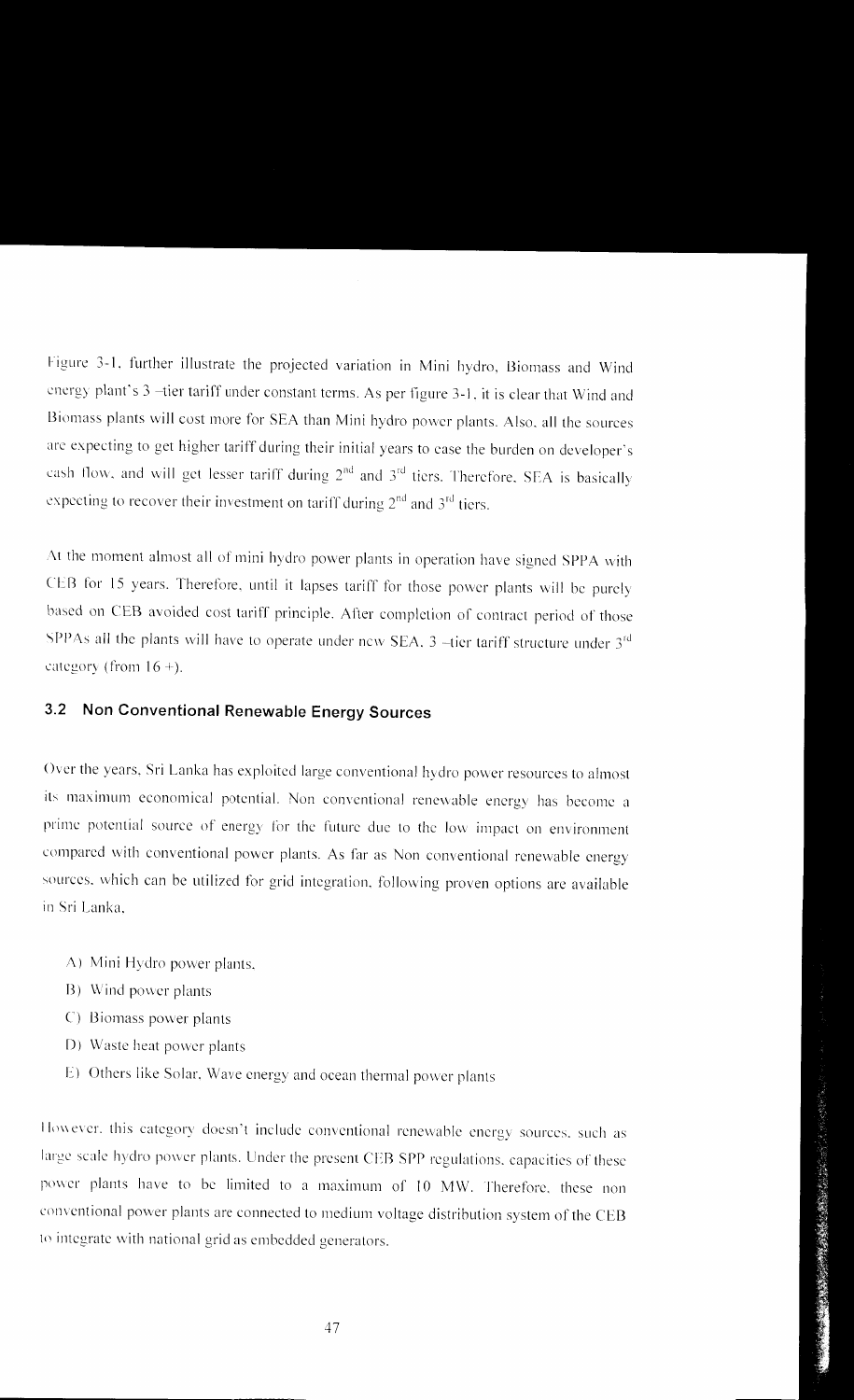Figure 3-1, further illustrate the projected variation in Mini hydro, Biomass and Wind energy plant's 3 –tier tariff under constant terms. As per figure 3-1, it is clear that Wind and Biomass plants will cost more for SEA than Mini hydro power plants. Also, all the sources are expecting to get higher tariff during their initial years to ease the burden on developer's cash flow, and will get lesser tariff during 2$^{nd}$ and 3$^{rd}$ tiers. Therefore, SEA is basically expecting to recover their investment on tariff during 2$^{nd}$ and 3$^{rd}$ tiers.

At the moment almost all of mini hydro power plants in operation have signed SPPA with CEB for 15 years. Therefore, until it lapses tariff for those power plants will be purely based on CEB avoided cost tariff principle. After completion of contract period of those SPPAs all the plants will have to operate under new SEA, 3 –tier tariff structure under 3$^{rd}$ category (from 16 +).

## 3.2 Non Conventional Renewable Energy Sources

Over the years, Sri Lanka has exploited large conventional hydro power resources to almost its maximum economical potential. Non conventional renewable energy has become a prime potential source of energy for the future due to the low impact on environment compared with conventional power plants. As far as Non conventional renewable energy sources, which can be utilized for grid integration, following proven options are available in Sri Lanka,

A) Mini Hydro power plants,
B) Wind power plants
C) Biomass power plants
D) Waste heat power plants
E) Others like Solar, Wave energy and ocean thermal power plants

However, this category doesn't include conventional renewable energy sources, such as large scale hydro power plants. Under the present CEB SPP regulations, capacities of these power plants have to be limited to a maximum of 10 MW. Therefore, these non conventional power plants are connected to medium voltage distribution system of the CEB to integrate with national grid as embedded generators.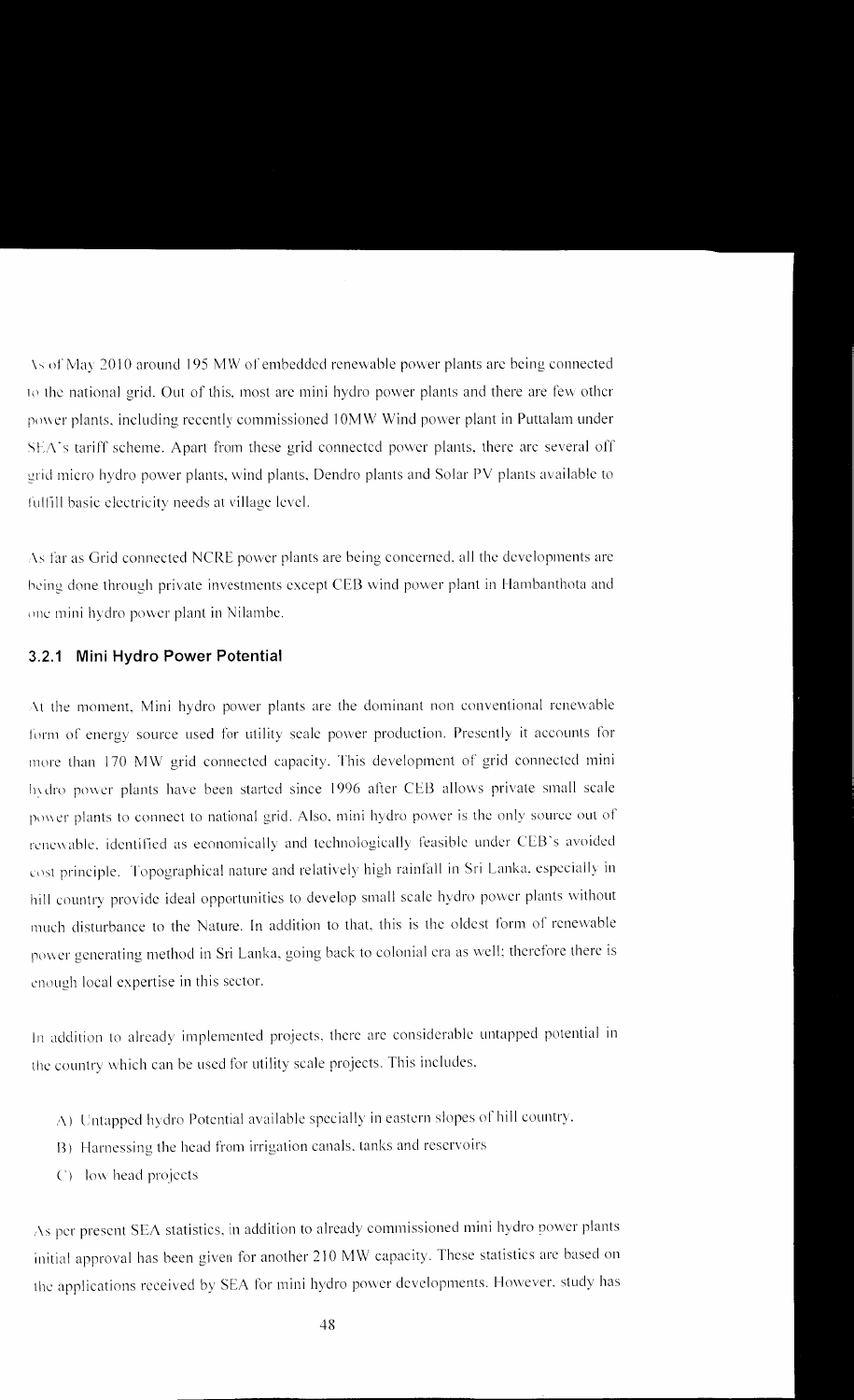As of May 2010 around 195 MW of embedded renewable power plants are being connected to the national grid. Out of this, most are mini hydro power plants and there are few other power plants, including recently commissioned 10MW Wind power plant in Puttalam under SEA's tariff scheme. Apart from these grid connected power plants, there are several off grid micro hydro power plants, wind plants, Dendro plants and Solar PV plants available to fulfill basic electricity needs at village level.

As far as Grid connected NCRE power plants are being concerned, all the developments are being done through private investments except CEB wind power plant in Hambanthota and one mini hydro power plant in Nilambe.

### 3.2.1 Mini Hydro Power Potential

At the moment, Mini hydro power plants are the dominant non conventional renewable form of energy source used for utility scale power production. Presently it accounts for more than 170 MW grid connected capacity. This development of grid connected mini hydro power plants have been started since 1996 after CEB allows private small scale power plants to connect to national grid. Also, mini hydro power is the only source out of renewable, identified as economically and technologically feasible under CEB's avoided cost principle. Topographical nature and relatively high rainfall in Sri Lanka, especially in hill country provide ideal opportunities to develop small scale hydro power plants without much disturbance to the Nature. In addition to that, this is the oldest form of renewable power generating method in Sri Lanka, going back to colonial era as well; therefore there is enough local expertise in this sector.

In addition to already implemented projects, there are considerable untapped potential in the country which can be used for utility scale projects. This includes,

A) Untapped hydro Potential available specially in eastern slopes of hill country.
B) Harnessing the head from irrigation canals, tanks and reservoirs
C) low head projects

As per present SEA statistics, in addition to already commissioned mini hydro power plants initial approval has been given for another 210 MW capacity. These statistics are based on the applications received by SEA for mini hydro power developments. However, study has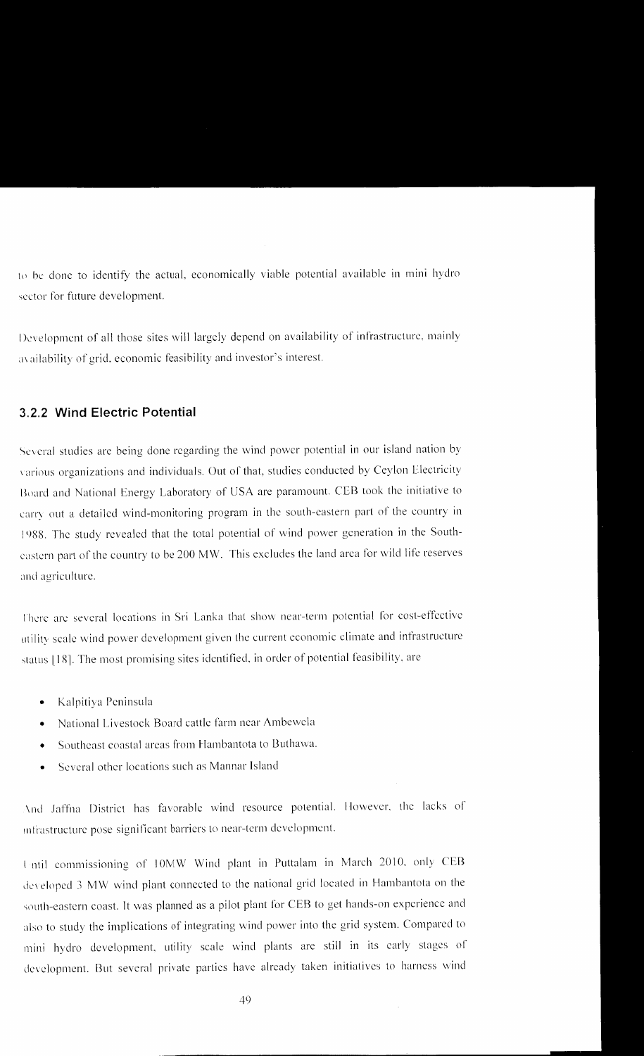to be done to identify the actual, economically viable potential available in mini hydro sector for future development.

Development of all those sites will largely depend on availability of infrastructure, mainly availability of grid, economic feasibility and investor's interest.

### 3.2.2 Wind Electric Potential

Several studies are being done regarding the wind power potential in our island nation by various organizations and individuals. Out of that, studies conducted by Ceylon Electricity Board and National Energy Laboratory of USA are paramount. CEB took the initiative to carry out a detailed wind-monitoring program in the south-eastern part of the country in 1988. The study revealed that the total potential of wind power generation in the South-eastern part of the country to be 200 MW. This excludes the land area for wild life reserves and agriculture.

There are several locations in Sri Lanka that show near-term potential for cost-effective utility scale wind power development given the current economic climate and infrastructure status [18]. The most promising sites identified, in order of potential feasibility, are

- Kalpitiya Peninsula
- National Livestock Board cattle farm near Ambewela
- Southeast coastal areas from Hambantota to Buthawa.
- Several other locations such as Mannar Island

And Jaffna District has favorable wind resource potential. However, the lacks of infrastructure pose significant barriers to near-term development.

Until commissioning of 10MW Wind plant in Puttalam in March 2010, only CEB developed 3 MW wind plant connected to the national grid located in Hambantota on the south-eastern coast. It was planned as a pilot plant for CEB to get hands-on experience and also to study the implications of integrating wind power into the grid system. Compared to mini hydro development, utility scale wind plants are still in its early stages of development. But several private parties have already taken initiatives to harness wind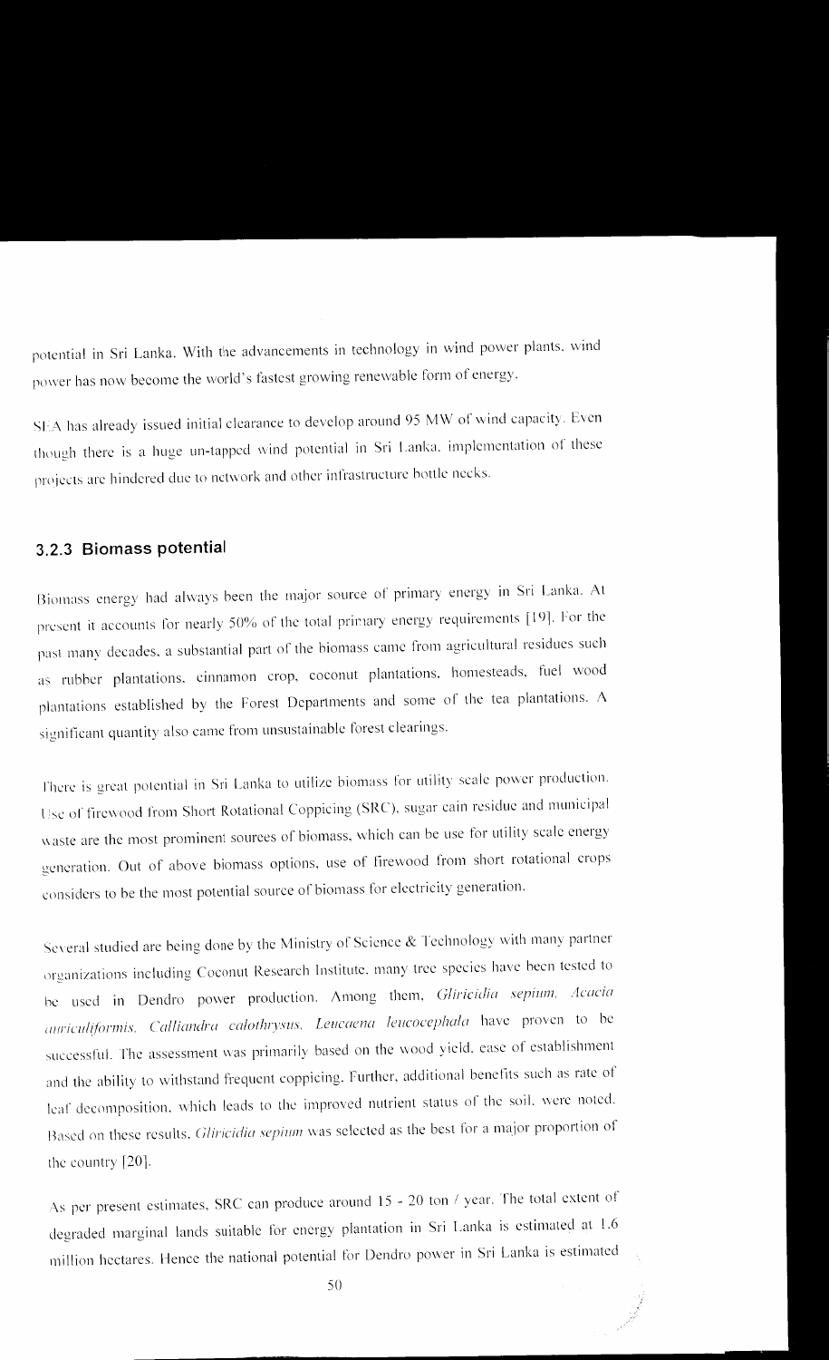potential in Sri Lanka. With the advancements in technology in wind power plants, wind power has now become the world's fastest growing renewable form of energy.

SEA has already issued initial clearance to develop around 95 MW of wind capacity. Even though there is a huge un-tapped wind potential in Sri Lanka, implementation of these projects are hindered due to network and other infrastructure bottle necks.

### 3.2.3 Biomass potential

Biomass energy had always been the major source of primary energy in Sri Lanka. At present it accounts for nearly 50% of the total primary energy requirements [19]. For the past many decades, a substantial part of the biomass came from agricultural residues such as rubber plantations, cinnamon crop, coconut plantations, homesteads, fuel wood plantations established by the Forest Departments and some of the tea plantations. A significant quantity also came from unsustainable forest clearings.

There is great potential in Sri Lanka to utilize biomass for utility scale power production. Use of firewood from Short Rotational Coppicing (SRC), sugar cain residue and municipal waste are the most prominent sources of biomass, which can be use for utility scale energy generation. Out of above biomass options, use of firewood from short rotational crops considers to be the most potential source of biomass for electricity generation.

Several studied are being done by the Ministry of Science & Technology with many partner organizations including Coconut Research Institute, many tree species have been tested to be used in Dendro power production. Among them, *Gliricidia sepium, Acacia auriculiformis, Calliandra calothrysus, Leucaena leucocephala* have proven to be successful. The assessment was primarily based on the wood yield, ease of establishment and the ability to withstand frequent coppicing. Further, additional benefits such as rate of leaf decomposition, which leads to the improved nutrient status of the soil, were noted. Based on these results, *Gliricidia sepium* was selected as the best for a major proportion of the country [20].

As per present estimates, SRC can produce around 15 - 20 ton / year. The total extent of degraded marginal lands suitable for energy plantation in Sri Lanka is estimated at 1.6 million hectares. Hence the national potential for Dendro power in Sri Lanka is estimated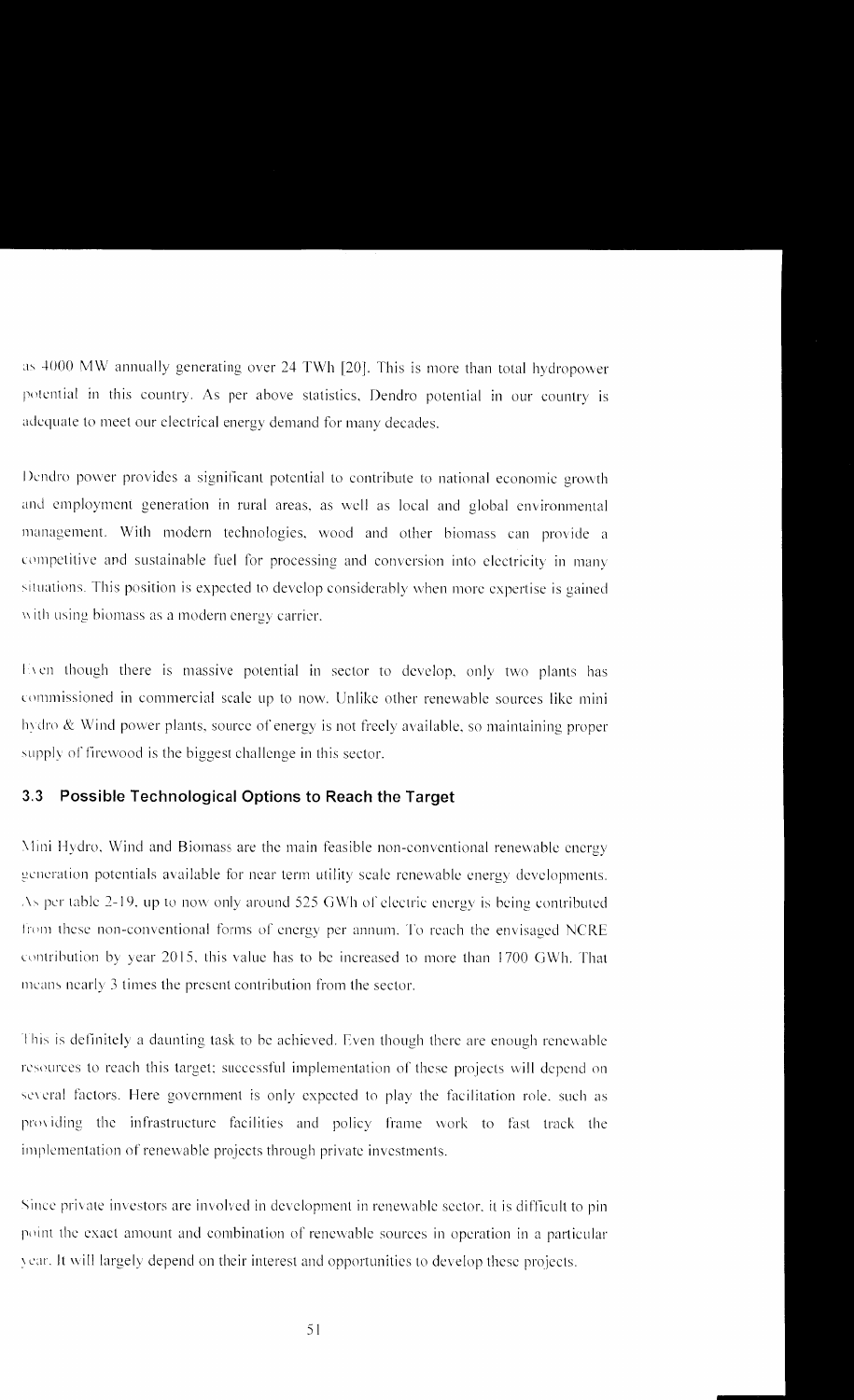as 4000 MW annually generating over 24 TWh [20]. This is more than total hydropower potential in this country. As per above statistics, Dendro potential in our country is adequate to meet our electrical energy demand for many decades.

Dendro power provides a significant potential to contribute to national economic growth and employment generation in rural areas, as well as local and global environmental management. With modern technologies, wood and other biomass can provide a competitive and sustainable fuel for processing and conversion into electricity in many situations. This position is expected to develop considerably when more expertise is gained with using biomass as a modern energy carrier.

Even though there is massive potential in sector to develop, only two plants has commissioned in commercial scale up to now. Unlike other renewable sources like mini hydro & Wind power plants, source of energy is not freely available, so maintaining proper supply of firewood is the biggest challenge in this sector.

### 3.3 Possible Technological Options to Reach the Target

Mini Hydro, Wind and Biomass are the main feasible non-conventional renewable energy generation potentials available for near term utility scale renewable energy developments. As per table 2-19, up to now only around 525 GWh of electric energy is being contributed from these non-conventional forms of energy per annum. To reach the envisaged NCRE contribution by year 2015, this value has to be increased to more than 1700 GWh. That means nearly 3 times the present contribution from the sector.

This is definitely a daunting task to be achieved. Even though there are enough renewable resources to reach this target; successful implementation of these projects will depend on several factors. Here government is only expected to play the facilitation role, such as providing the infrastructure facilities and policy frame work to fast track the implementation of renewable projects through private investments.

Since private investors are involved in development in renewable sector, it is difficult to pin point the exact amount and combination of renewable sources in operation in a particular year. It will largely depend on their interest and opportunities to develop these projects.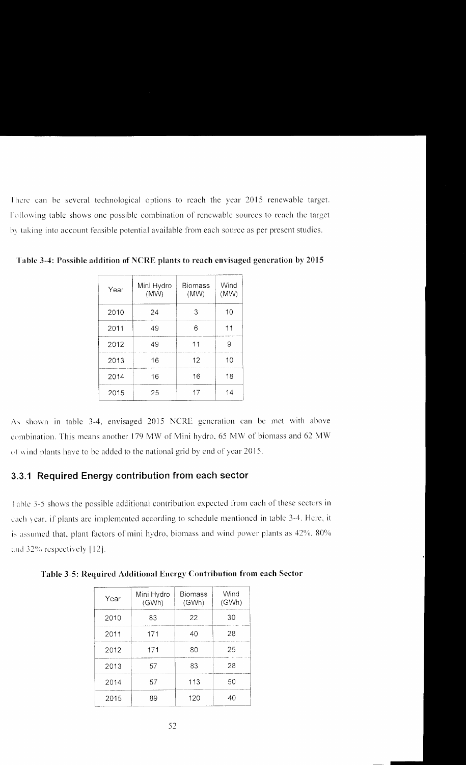There can be several technological options to reach the year 2015 renewable target. Following table shows one possible combination of renewable sources to reach the target by taking into account feasible potential available from each source as per present studies.

**Table 3-4: Possible addition of NCRE plants to reach envisaged generation by 2015**

| Year | Mini Hydro (MW) | Biomass (MW) | Wind (MW) |
|---|---|---|---|
| 2010 | 24 | 3 | 10 |
| 2011 | 49 | 6 | 11 |
| 2012 | 49 | 11 | 9 |
| 2013 | 16 | 12 | 10 |
| 2014 | 16 | 16 | 18 |
| 2015 | 25 | 17 | 14 |

As shown in table 3-4, envisaged 2015 NCRE generation can be met with above combination. This means another 179 MW of Mini hydro, 65 MW of biomass and 62 MW of wind plants have to be added to the national grid by end of year 2015.

### 3.3.1 Required Energy contribution from each sector

Table 3-5 shows the possible additional contribution expected from each of these sectors in each year, if plants are implemented according to schedule mentioned in table 3-4. Here, it is assumed that, plant factors of mini hydro, biomass and wind power plants as 42%, 80% and 32% respectively [12].

**Table 3-5: Required Additional Energy Contribution from each Sector**

| Year | Mini Hydro (GWh) | Biomass (GWh) | Wind (GWh) |
|---|---|---|---|
| 2010 | 83 | 22 | 30 |
| 2011 | 171 | 40 | 28 |
| 2012 | 171 | 80 | 25 |
| 2013 | 57 | 83 | 28 |
| 2014 | 57 | 113 | 50 |
| 2015 | 89 | 120 | 40 |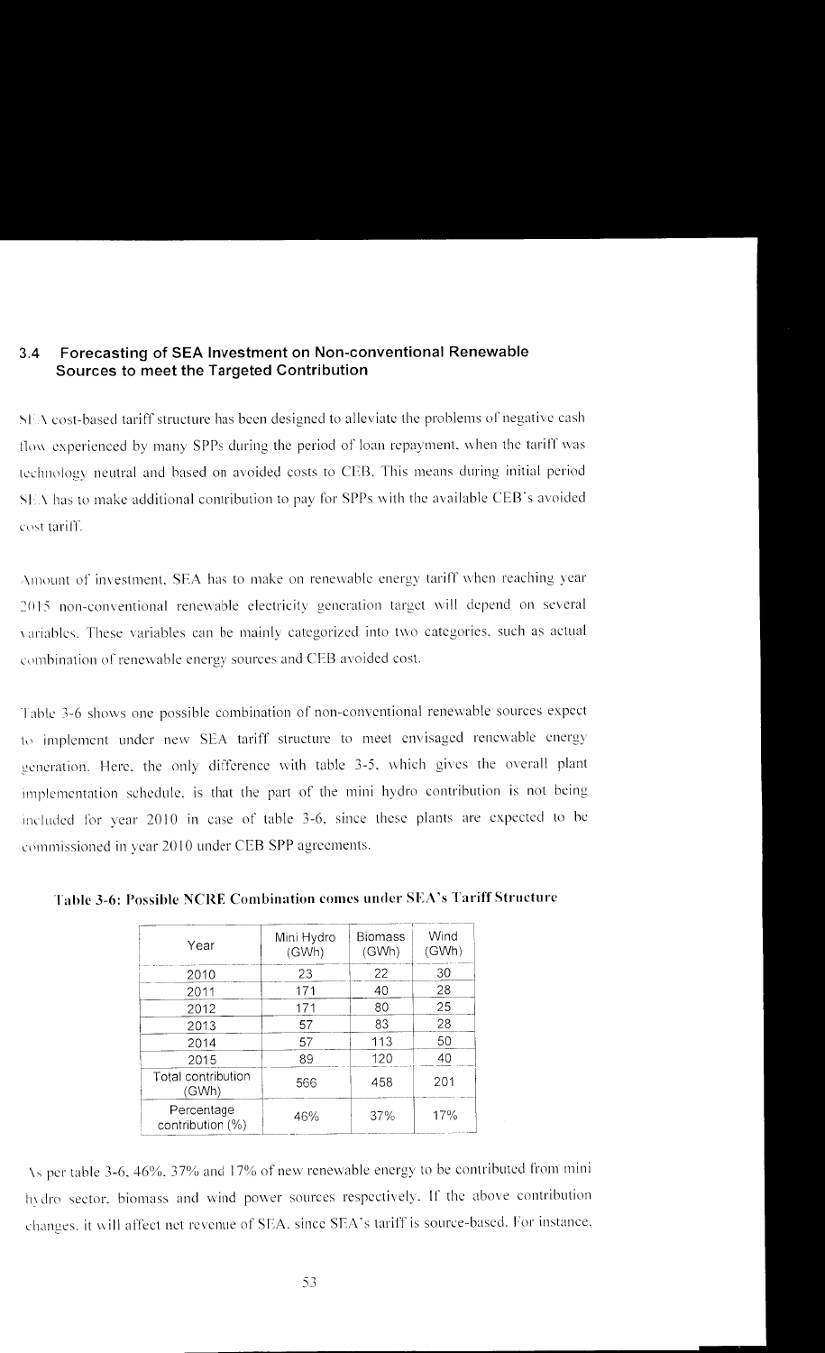## 3.4 Forecasting of SEA Investment on Non-conventional Renewable Sources to meet the Targeted Contribution

SEA cost-based tariff structure has been designed to alleviate the problems of negative cash flow experienced by many SPPs during the period of loan repayment, when the tariff was technology neutral and based on avoided costs to CEB. This means during initial period SEA has to make additional contribution to pay for SPPs with the available CEB's avoided cost tariff.

Amount of investment, SEA has to make on renewable energy tariff when reaching year 2015 non-conventional renewable electricity generation target will depend on several variables. These variables can be mainly categorized into two categories, such as actual combination of renewable energy sources and CEB avoided cost.

Table 3-6 shows one possible combination of non-conventional renewable sources expect to implement under new SEA tariff structure to meet envisaged renewable energy generation. Here, the only difference with table 3-5, which gives the overall plant implementation schedule, is that the part of the mini hydro contribution is not being included for year 2010 in case of table 3-6, since these plants are expected to be commissioned in year 2010 under CEB SPP agreements.

**Table 3-6: Possible NCRE Combination comes under SEA's Tariff Structure**

| Year | Mini Hydro (GWh) | Biomass (GWh) | Wind (GWh) |
|---|---|---|---|
| 2010 | 23 | 22 | 30 |
| 2011 | 171 | 40 | 28 |
| 2012 | 171 | 80 | 25 |
| 2013 | 57 | 83 | 28 |
| 2014 | 57 | 113 | 50 |
| 2015 | 89 | 120 | 40 |
| Total contribution (GWh) | 566 | 458 | 201 |
| Percentage contribution (%) | 46% | 37% | 17% |

As per table 3-6, 46%, 37% and 17% of new renewable energy to be contributed from mini hydro sector, biomass and wind power sources respectively. If the above contribution changes, it will affect net revenue of SEA, since SEA's tariff is source-based. For instance,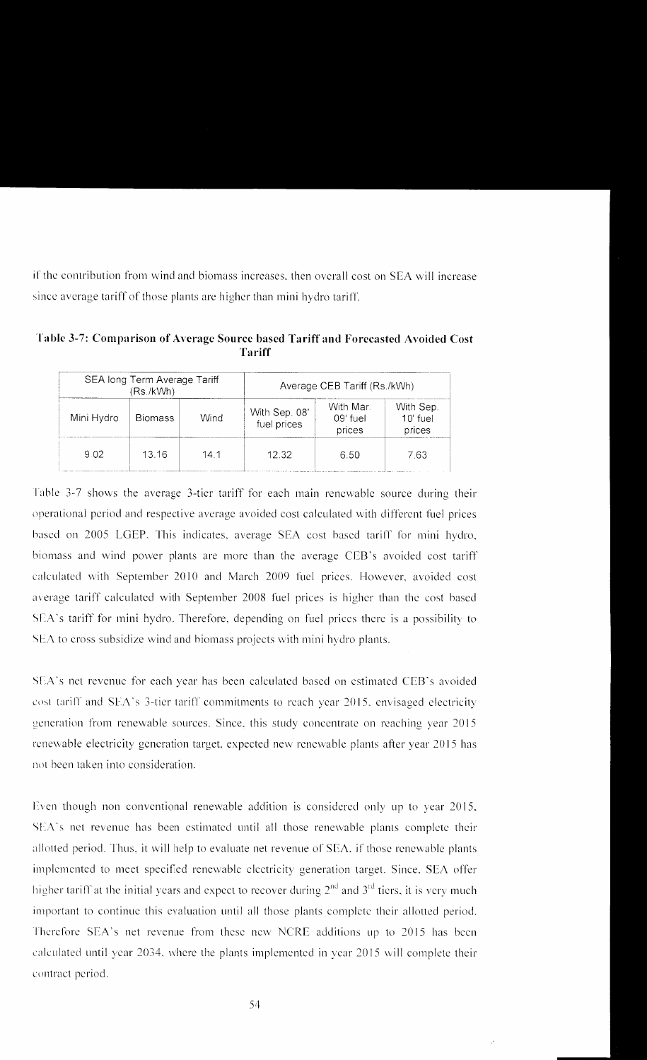if the contribution from wind and biomass increases, then overall cost on SEA will increase since average tariff of those plants are higher than mini hydro tariff.

**Table 3-7: Comparison of Average Source based Tariff and Forecasted Avoided Cost Tariff**

| SEA long Term Average Tariff (Rs./kWh) | | | Average CEB Tariff (Rs./kWh) | | |
|---|---|---|---|---|---|
| Mini Hydro | Biomass | Wind | With Sep. 08' fuel prices | With Mar. 09' fuel prices | With Sep. 10' fuel prices |
| 9.02 | 13.16 | 14.1 | 12.32 | 6.50 | 7.63 |

Table 3-7 shows the average 3-tier tariff for each main renewable source during their operational period and respective average avoided cost calculated with different fuel prices based on 2005 LGEP. This indicates, average SEA cost based tariff for mini hydro, biomass and wind power plants are more than the average CEB's avoided cost tariff calculated with September 2010 and March 2009 fuel prices. However, avoided cost average tariff calculated with September 2008 fuel prices is higher than the cost based SEA's tariff for mini hydro. Therefore, depending on fuel prices there is a possibility to SEA to cross subsidize wind and biomass projects with mini hydro plants.

SEA's net revenue for each year has been calculated based on estimated CEB's avoided cost tariff and SEA's 3-tier tariff commitments to reach year 2015, envisaged electricity generation from renewable sources. Since, this study concentrate on reaching year 2015 renewable electricity generation target, expected new renewable plants after year 2015 has not been taken into consideration.

Even though non conventional renewable addition is considered only up to year 2015, SEA's net revenue has been estimated until all those renewable plants complete their allotted period. Thus, it will help to evaluate net revenue of SEA, if those renewable plants implemented to meet specified renewable electricity generation target. Since, SEA offer higher tariff at the initial years and expect to recover during 2nd and 3rd tiers, it is very much important to continue this evaluation until all those plants complete their allotted period. Therefore SEA's net revenue from these new NCRE additions up to 2015 has been calculated until year 2034, where the plants implemented in year 2015 will complete their contract period.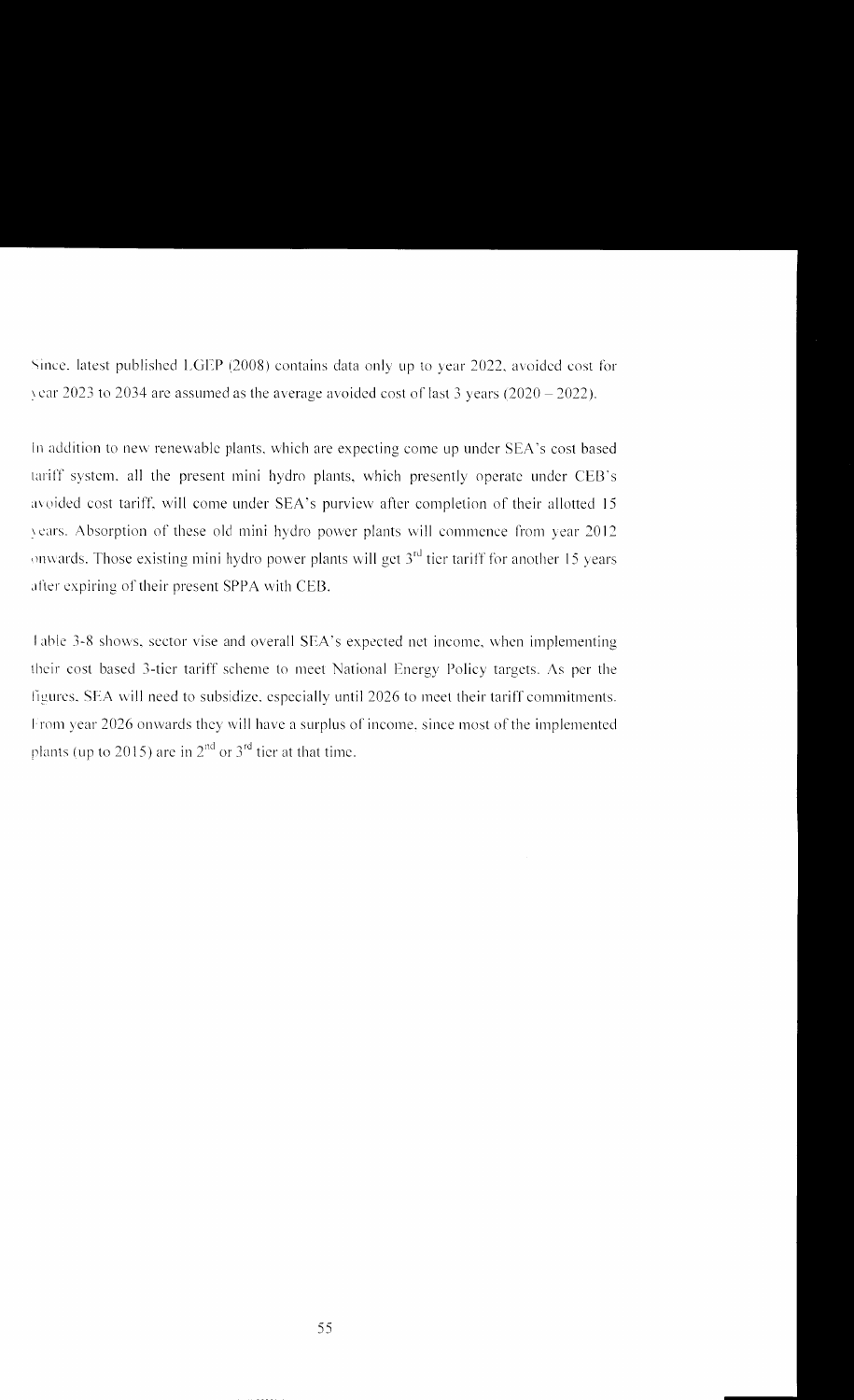Since, latest published LGEP (2008) contains data only up to year 2022, avoided cost for year 2023 to 2034 are assumed as the average avoided cost of last 3 years (2020 – 2022).

In addition to new renewable plants, which are expecting come up under SEA's cost based tariff system, all the present mini hydro plants, which presently operate under CEB's avoided cost tariff, will come under SEA's purview after completion of their allotted 15 years. Absorption of these old mini hydro power plants will commence from year 2012 onwards. Those existing mini hydro power plants will get 3rd tier tariff for another 15 years after expiring of their present SPPA with CEB.

Table 3-8 shows, sector vise and overall SEA's expected net income, when implementing their cost based 3-tier tariff scheme to meet National Energy Policy targets. As per the figures, SEA will need to subsidize, especially until 2026 to meet their tariff commitments. From year 2026 onwards they will have a surplus of income, since most of the implemented plants (up to 2015) are in 2nd or 3rd tier at that time.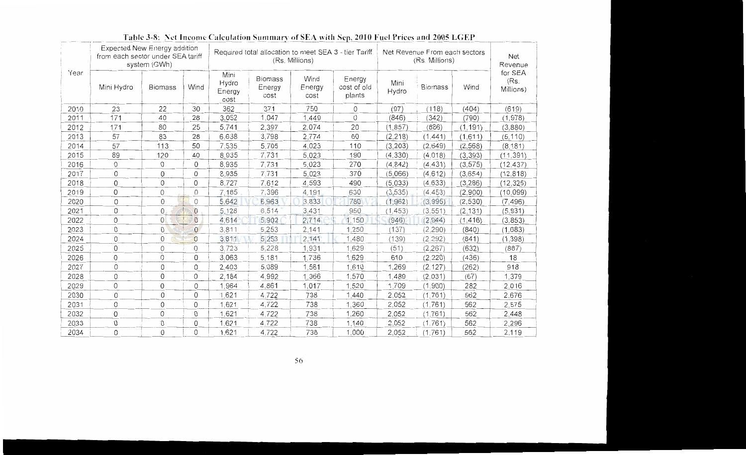**Table 3-8: Net Income Calculation Summary of SEA with Sep. 2010 Fuel Prices and 2005 LGEP**

| Year | Expected New Energy addition from each sector under SEA tariff system (GWh) | | | Required total allocation to meet SEA 3 - tier Tariff (Rs. Millions) | | | | Net Revenue From each sectors (Rs. Millions) | | | Net Revenue for SEA (Rs. Millions) |
|---|---|---|---|---|---|---|---|---|---|---|---|
| | Mini Hydro | Biomass | Wind | Mini Hydro Energy cost | Biomass Energy cost | Wind Energy cost | Energy cost of old plants | Mini Hydro | Biomass | Wind | |
| 2010 | 23 | 22 | 30 | 362 | 371 | 750 | 0 | (97) | (118) | (404) | (619) |
| 2011 | 171 | 40 | 28 | 3,052 | 1,047 | 1,449 | 0 | (846) | (342) | (790) | (1,978) |
| 2012 | 171 | 80 | 25 | 5,741 | 2,397 | 2,074 | 20 | (1,857) | (886) | (1,191) | (3,880) |
| 2013 | 57 | 83 | 28 | 6,638 | 3,798 | 2,774 | 60 | (2,218) | (1,441) | (1,611) | (5,110) |
| 2014 | 57 | 113 | 50 | 7,535 | 5,705 | 4,023 | 110 | (3,203) | (2,649) | (2,568) | (8,181) |
| 2015 | 89 | 120 | 40 | 8,935 | 7,731 | 5,023 | 190 | (4,330) | (4,018) | (3,393) | (11,391) |
| 2016 | 0 | 0 | 0 | 8,935 | 7,731 | 5,023 | 270 | (4,842) | (4,431) | (3,575) | (12,437) |
| 2017 | 0 | 0 | 0 | 8,935 | 7,731 | 5,023 | 370 | (5,066) | (4,612) | (3,654) | (12,818) |
| 2018 | 0 | 0 | 0 | 8,727 | 7,612 | 4,593 | 490 | (5,033) | (4,633) | (3,286) | (12,325) |
| 2019 | 0 | 0 | 0 | 7,185 | 7,396 | 4,191 | 630 | (3,535) | (4,453) | (2,900) | (10,099) |
| 2020 | 0 | 0 | 0 | 5,642 | 6,963 | 3,833 | 780 | (1,962) | (3,995) | (2,530) | (7,496) |
| 2021 | 0 | 0 | 0 | 5,128 | 6,514 | 3,431 | 950 | (1,453) | (3,551) | (2,131) | (5,931) |
| 2022 | 0 | 0 | 0 | 4,614 | 5,902 | 2,714 | 1,150 | (946) | (2,944) | (1,416) | (3,853) |
| 2023 | 0 | 0 | 0 | 3,811 | 5,253 | 2,141 | 1,250 | (137) | (2,290) | (840) | (1,683) |
| 2024 | 0 | 0 | 0 | 3,811 | 5,253 | 2,141 | 1,480 | (139) | (2,292) | (841) | (1,398) |
| 2025 | 0 | 0 | 0 | 3,723 | 5,228 | 1,931 | 1,629 | (51) | (2,267) | (632) | (887) |
| 2026 | 0 | 0 | 0 | 3,063 | 5,181 | 1,736 | 1,629 | 610 | (2,220) | (436) | 18 |
| 2027 | 0 | 0 | 0 | 2,403 | 5,089 | 1,561 | 1,618 | 1,269 | (2,127) | (262) | 918 |
| 2028 | 0 | 0 | 0 | 2,184 | 4,992 | 1,366 | 1,570 | 1,489 | (2,031) | (67) | 1,379 |
| 2029 | 0 | 0 | 0 | 1,964 | 4,861 | 1,017 | 1,520 | 1,709 | (1,900) | 282 | 2,016 |
| 2030 | 0 | 0 | 0 | 1,621 | 4,722 | 738 | 1,440 | 2,052 | (1,761) | 562 | 2,676 |
| 2031 | 0 | 0 | 0 | 1,621 | 4,722 | 738 | 1,360 | 2,052 | (1,761) | 562 | 2,575 |
| 2032 | 0 | 0 | 0 | 1,621 | 4,722 | 738 | 1,260 | 2,052 | (1,761) | 562 | 2,448 |
| 2033 | 0 | 0 | 0 | 1,621 | 4,722 | 738 | 1,140 | 2,052 | (1,761) | 562 | 2,296 |
| 2034 | 0 | 0 | 0 | 1,621 | 4,722 | 738 | 1,000 | 2,052 | (1,761) | 562 | 2,119 |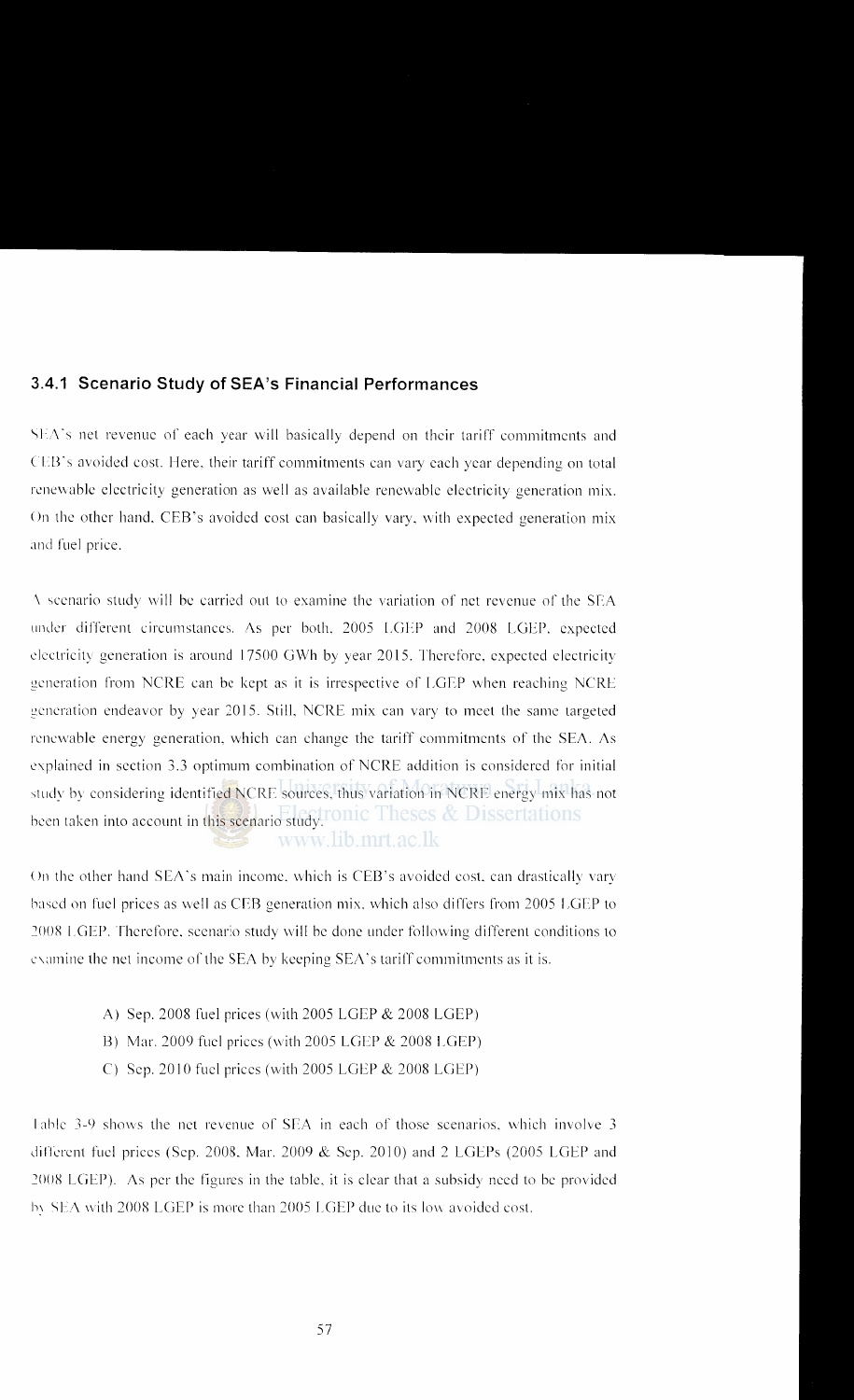### 3.4.1 Scenario Study of SEA's Financial Performances

SEA's net revenue of each year will basically depend on their tariff commitments and CEB's avoided cost. Here, their tariff commitments can vary each year depending on total renewable electricity generation as well as available renewable electricity generation mix. On the other hand, CEB's avoided cost can basically vary, with expected generation mix and fuel price.

A scenario study will be carried out to examine the variation of net revenue of the SEA under different circumstances. As per both, 2005 LGEP and 2008 LGEP, expected electricity generation is around 17500 GWh by year 2015. Therefore, expected electricity generation from NCRE can be kept as it is irrespective of LGEP when reaching NCRE generation endeavor by year 2015. Still, NCRE mix can vary to meet the same targeted renewable energy generation, which can change the tariff commitments of the SEA. As explained in section 3.3 optimum combination of NCRE addition is considered for initial study by considering identified NCRE sources, thus variation in NCRE energy mix has not been taken into account in this scenario study.

On the other hand SEA's main income, which is CEB's avoided cost, can drastically vary based on fuel prices as well as CEB generation mix, which also differs from 2005 LGEP to 2008 LGEP. Therefore, scenario study will be done under following different conditions to examine the net income of the SEA by keeping SEA's tariff commitments as it is.

A) Sep. 2008 fuel prices (with 2005 LGEP & 2008 LGEP)
B) Mar. 2009 fuel prices (with 2005 LGEP & 2008 LGEP)
C) Sep. 2010 fuel prices (with 2005 LGEP & 2008 LGEP)

Table 3-9 shows the net revenue of SEA in each of those scenarios, which involve 3 different fuel prices (Sep. 2008, Mar. 2009 & Sep. 2010) and 2 LGEPs (2005 LGEP and 2008 LGEP). As per the figures in the table, it is clear that a subsidy need to be provided by SEA with 2008 LGEP is more than 2005 LGEP due to its low avoided cost.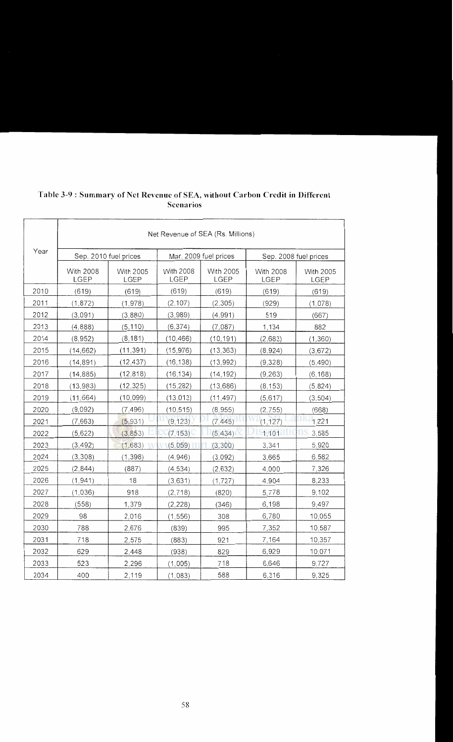**Table 3-9 : Summary of Net Revenue of SEA, without Carbon Credit in Different Scenarios**

| Year | Net Revenue of SEA (Rs. Millions) | | | | | |
|---|---|---|---|---|---|---|
| | Sep. 2010 fuel prices | | Mar. 2009 fuel prices | | Sep. 2008 fuel prices | |
| | With 2008 LGEP | With 2005 LGEP | With 2008 LGEP | With 2005 LGEP | With 2008 LGEP | With 2005 LGEP |
| 2010 | (619) | (619) | (619) | (619) | (619) | (619) |
| 2011 | (1,872) | (1,978) | (2,107) | (2,305) | (929) | (1,078) |
| 2012 | (3,091) | (3,880) | (3,989) | (4,991) | 519 | (667) |
| 2013 | (4,888) | (5,110) | (6,374) | (7,087) | 1,134 | 882 |
| 2014 | (8,952) | (8,181) | (10,466) | (10,191) | (2,683) | (1,360) |
| 2015 | (14,662) | (11,391) | (15,976) | (13,363) | (8,924) | (3,672) |
| 2016 | (14,891) | (12,437) | (16,138) | (13,992) | (9,328) | (5,490) |
| 2017 | (14,885) | (12,818) | (16,134) | (14,192) | (9,263) | (6,168) |
| 2018 | (13,983) | (12,325) | (15,282) | (13,686) | (8,153) | (5,824) |
| 2019 | (11,664) | (10,099) | (13,013) | (11,497) | (5,617) | (3,504) |
| 2020 | (9,092) | (7,496) | (10,515) | (8,955) | (2,755) | (668) |
| 2021 | (7,663) | (5,931) | (9,123) | (7,445) | (1,127) | 1,221 |
| 2022 | (5,622) | (3,853) | (7,153) | (5,434) | 1,101 | 3,585 |
| 2023 | (3,492) | (1,683) | (5,059) | (3,300) | 3,341 | 5,920 |
| 2024 | (3,308) | (1,398) | (4,946) | (3,092) | 3,665 | 6,582 |
| 2025 | (2,844) | (887) | (4,534) | (2,632) | 4,000 | 7,326 |
| 2026 | (1,941) | 18 | (3,631) | (1,727) | 4,904 | 8,233 |
| 2027 | (1,036) | 918 | (2,718) | (820) | 5,778 | 9,102 |
| 2028 | (558) | 1,379 | (2,228) | (346) | 6,198 | 9,497 |
| 2029 | 98 | 2,016 | (1,556) | 308 | 6,780 | 10,055 |
| 2030 | 788 | 2,676 | (839) | 995 | 7,352 | 10,587 |
| 2031 | 718 | 2,575 | (883) | 921 | 7,164 | 10,357 |
| 2032 | 629 | 2,448 | (938) | 829 | 6,929 | 10,071 |
| 2033 | 523 | 2,296 | (1,005) | 718 | 6,646 | 9,727 |
| 2034 | 400 | 2,119 | (1,083) | 588 | 6,316 | 9,325 |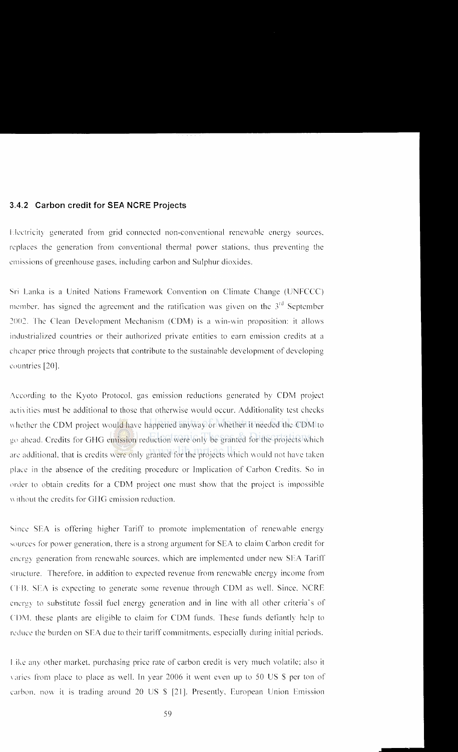### 3.4.2 Carbon credit for SEA NCRE Projects

Electricity generated from grid connected non-conventional renewable energy sources, replaces the generation from conventional thermal power stations, thus preventing the emissions of greenhouse gases, including carbon and Sulphur dioxides.

Sri Lanka is a United Nations Framework Convention on Climate Change (UNFCCC) member, has signed the agreement and the ratification was given on the 3rd September 2002. The Clean Development Mechanism (CDM) is a win-win proposition: it allows industrialized countries or their authorized private entities to earn emission credits at a cheaper price through projects that contribute to the sustainable development of developing countries [20].

According to the Kyoto Protocol, gas emission reductions generated by CDM project activities must be additional to those that otherwise would occur. Additionality test checks whether the CDM project would have happened anyway or whether it needed the CDM to go ahead. Credits for GHG emission reduction were only be granted for the projects which are additional, that is credits were only granted for the projects which would not have taken place in the absence of the crediting procedure or Implication of Carbon Credits. So in order to obtain credits for a CDM project one must show that the project is impossible without the credits for GHG emission reduction.

Since SEA is offering higher Tariff to promote implementation of renewable energy sources for power generation, there is a strong argument for SEA to claim Carbon credit for energy generation from renewable sources, which are implemented under new SEA Tariff structure. Therefore, in addition to expected revenue from renewable energy income from CEB, SEA is expecting to generate some revenue through CDM as well. Since, NCRE energy to substitute fossil fuel energy generation and in line with all other criteria's of CDM, these plants are eligible to claim for CDM funds. These funds defiantly help to reduce the burden on SEA due to their tariff commitments, especially during initial periods.

Like any other market, purchasing price rate of carbon credit is very much volatile; also it varies from place to place as well. In year 2006 it went even up to 50 US $ per ton of carbon, now it is trading around 20 US $ [21]. Presently, European Union Emission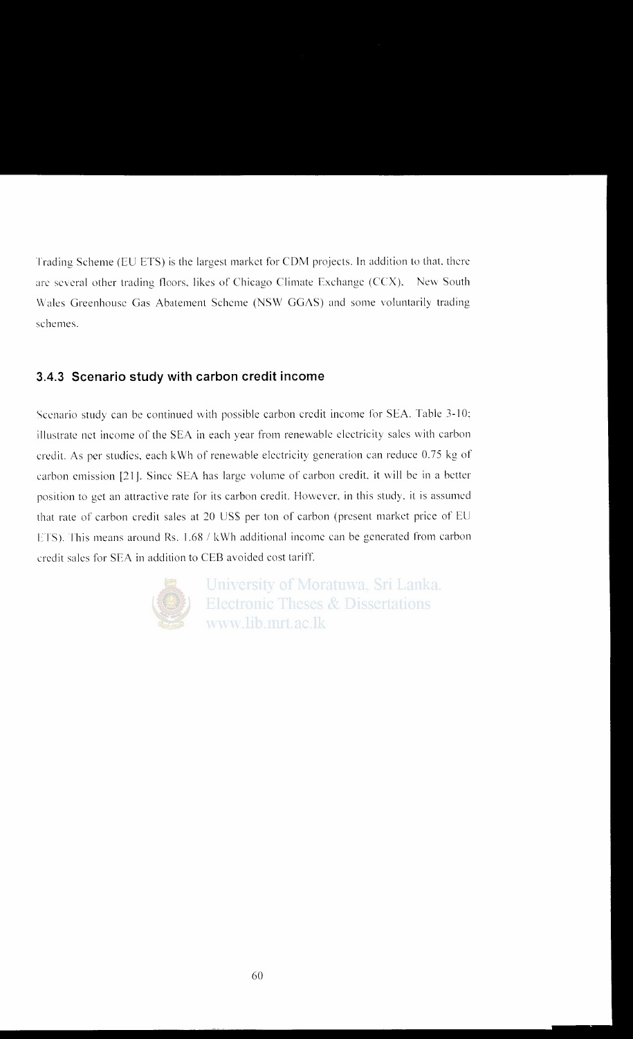Trading Scheme (EU ETS) is the largest market for CDM projects. In addition to that, there are several other trading floors, likes of Chicago Climate Exchange (CCX), New South Wales Greenhouse Gas Abatement Scheme (NSW GGAS) and some voluntarily trading schemes.

### 3.4.3 Scenario study with carbon credit income

Scenario study can be continued with possible carbon credit income for SEA. Table 3-10: illustrate net income of the SEA in each year from renewable electricity sales with carbon credit. As per studies, each kWh of renewable electricity generation can reduce 0.75 kg of carbon emission [21]. Since SEA has large volume of carbon credit, it will be in a better position to get an attractive rate for its carbon credit. However, in this study, it is assumed that rate of carbon credit sales at 20 US$ per ton of carbon (present market price of EU ETS). This means around Rs. 1.68 / kWh additional income can be generated from carbon credit sales for SEA in addition to CEB avoided cost tariff.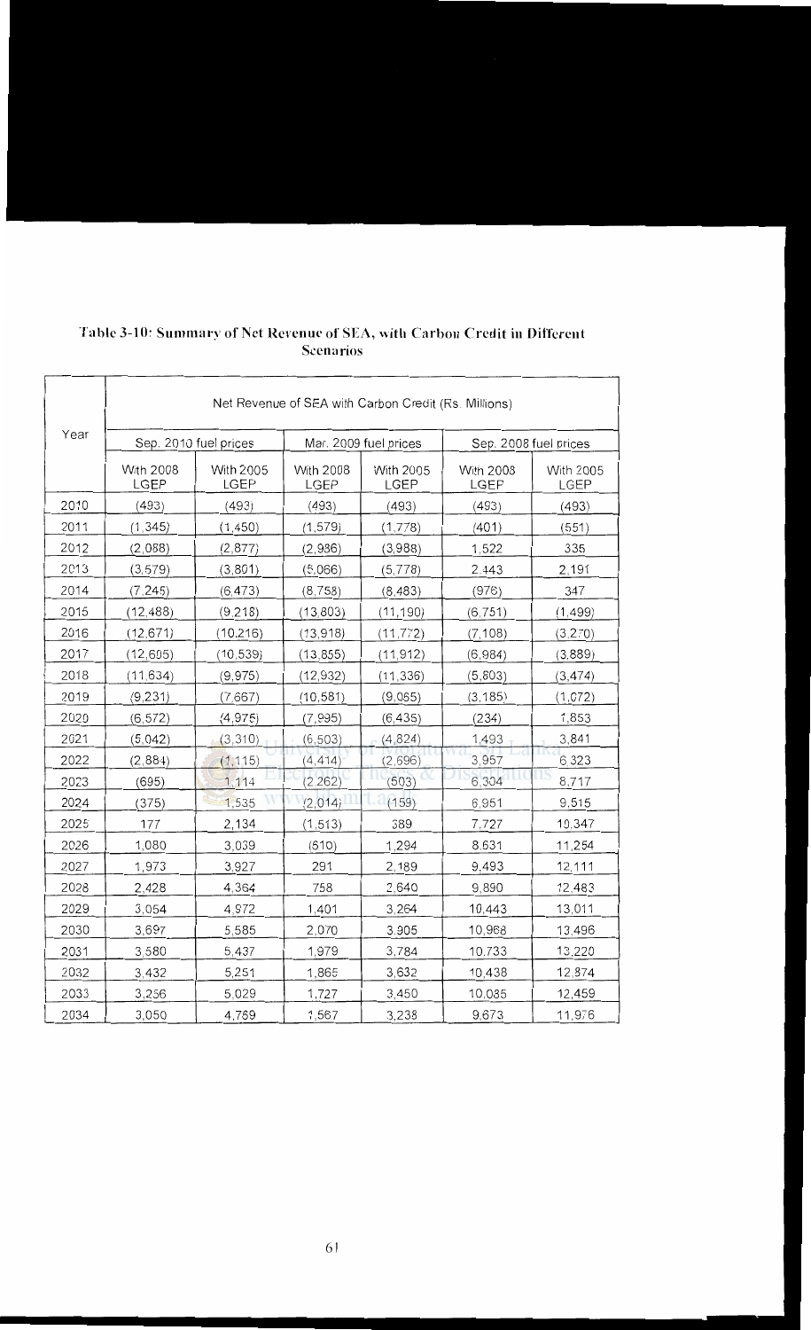**Table 3-10: Summary of Net Revenue of SEA, with Carbon Credit in Different Scenarios**

| Year | Net Revenue of SEA with Carbon Credit (Rs. Millions) | | | | | |
|---|---|---|---|---|---|---|
| | Sep. 2010 fuel prices | | Mar. 2009 fuel prices | | Sep. 2008 fuel prices | |
| | With 2008 LGEP | With 2005 LGEP | With 2008 LGEP | With 2005 LGEP | With 2008 LGEP | With 2005 LGEP |
| 2010 | (493) | (493) | (493) | (493) | (493) | (493) |
| 2011 | (1,345) | (1,450) | (1,579) | (1,778) | (401) | (551) |
| 2012 | (2,088) | (2,877) | (2,936) | (3,988) | 1,522 | 335 |
| 2013 | (3,579) | (3,801) | (5,066) | (5,778) | 2,443 | 2,191 |
| 2014 | (7,245) | (6,473) | (8,758) | (8,483) | (976) | 347 |
| 2015 | (12,488) | (9,218) | (13,803) | (11,190) | (6,751) | (1,499) |
| 2016 | (12,671) | (10,216) | (13,918) | (11,772) | (7,108) | (3,270) |
| 2017 | (12,605) | (10,539) | (13,855) | (11,912) | (6,984) | (3,889) |
| 2018 | (11,634) | (9,975) | (12,932) | (11,336) | (5,803) | (3,474) |
| 2019 | (9,231) | (7,667) | (10,581) | (9,065) | (3,185) | (1,072) |
| 2020 | (6,572) | (4,975) | (7,995) | (6,435) | (234) | 1,853 |
| 2021 | (5,042) | (3,310) | (6,503) | (4,824) | 1,493 | 3,841 |
| 2022 | (2,884) | (1,115) | (4,414) | (2,696) | 3,957 | 6,323 |
| 2023 | (695) | 1,114 | (2,262) | (503) | 6,304 | 8,717 |
| 2024 | (375) | 1,535 | (2,014) | (159) | 6,951 | 9,515 |
| 2025 | 177 | 2,134 | (1,513) | 389 | 7,727 | 10,347 |
| 2026 | 1,080 | 3,039 | (610) | 1,294 | 8,631 | 11,254 |
| 2027 | 1,973 | 3,927 | 291 | 2,189 | 9,493 | 12,111 |
| 2028 | 2,428 | 4,364 | 758 | 2,640 | 9,890 | 12,483 |
| 2029 | 3,054 | 4,972 | 1,401 | 3,264 | 10,443 | 13,011 |
| 2030 | 3,697 | 5,585 | 2,070 | 3,905 | 10,968 | 13,496 |
| 2031 | 3,580 | 5,437 | 1,979 | 3,784 | 10,733 | 13,220 |
| 2032 | 3,432 | 5,251 | 1,865 | 3,632 | 10,438 | 12,874 |
| 2033 | 3,256 | 5,029 | 1,727 | 3,450 | 10,085 | 12,459 |
| 2034 | 3,050 | 4,769 | 1,567 | 3,238 | 9,673 | 11,976 |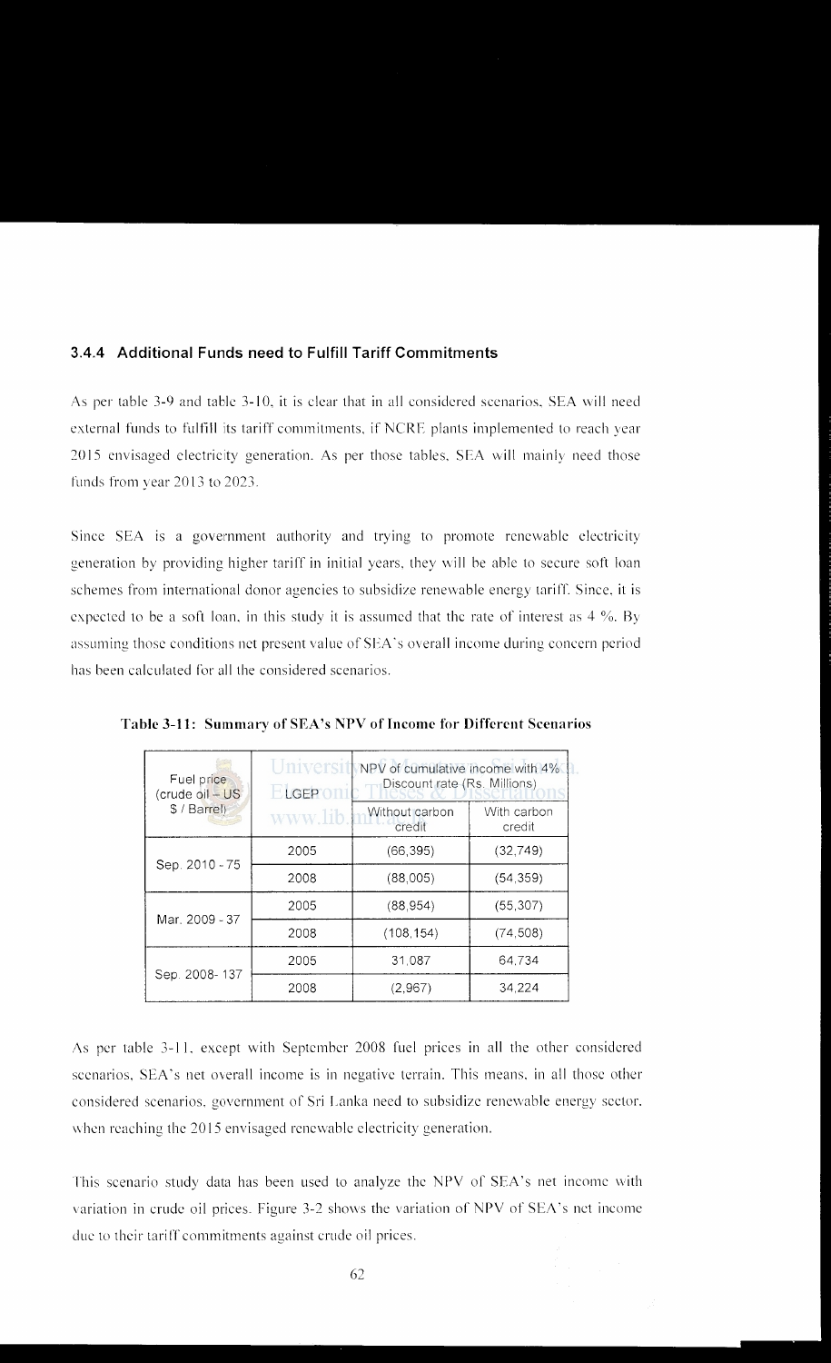### 3.4.4 Additional Funds need to Fulfill Tariff Commitments

As per table 3-9 and table 3-10, it is clear that in all considered scenarios, SEA will need external funds to fulfill its tariff commitments, if NCRE plants implemented to reach year 2015 envisaged electricity generation. As per those tables, SEA will mainly need those funds from year 2013 to 2023.

Since SEA is a government authority and trying to promote renewable electricity generation by providing higher tariff in initial years, they will be able to secure soft loan schemes from international donor agencies to subsidize renewable energy tariff. Since, it is expected to be a soft loan, in this study it is assumed that the rate of interest as 4 %. By assuming those conditions net present value of SEA's overall income during concern period has been calculated for all the considered scenarios.

**Table 3-11: Summary of SEA's NPV of Income for Different Scenarios**

| Fuel price (crude oil – US $ / Barrel) | LGEP | NPV of cumulative income with 4% Discount rate (Rs. Millions) | |
|---|---|---|---|
| | | Without carbon credit | With carbon credit |
| Sep. 2010 - 75 | 2005 | (66,395) | (32,749) |
| | 2008 | (88,005) | (54,359) |
| Mar. 2009 - 37 | 2005 | (88,954) | (55,307) |
| | 2008 | (108,154) | (74,508) |
| Sep. 2008- 137 | 2005 | 31,087 | 64,734 |
| | 2008 | (2,967) | 34,224 |

As per table 3-11, except with September 2008 fuel prices in all the other considered scenarios, SEA's net overall income is in negative terrain. This means, in all those other considered scenarios, government of Sri Lanka need to subsidize renewable energy sector, when reaching the 2015 envisaged renewable electricity generation.

This scenario study data has been used to analyze the NPV of SEA's net income with variation in crude oil prices. Figure 3-2 shows the variation of NPV of SEA's net income due to their tariff commitments against crude oil prices.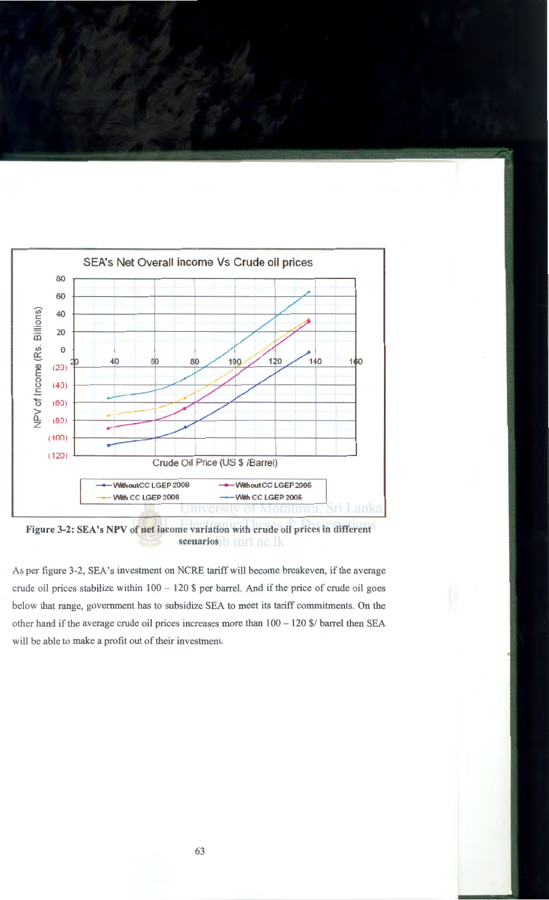SEA's Net Overall income Vs Crude oil prices

NPV of Income (Rs. Billions)

80
60
40
20
0
(20)
(40)
(60)
(80)
(100)
(120)

20 40 60 80 100 120 140 160

Crude Oil Price (US $ /Barrel)

WithoutCC LGEP 2008
WithoutCC LGEP 2005
With CC LGEP 2008
With CC LGEP 2005

**Figure 3-2: SEA's NPV of net income variation with crude oil prices in different scenarios**

As per figure 3-2, SEA's investment on NCRE tariff will become breakeven, if the average crude oil prices stabilize within 100 – 120 $ per barrel. And if the price of crude oil goes below that range, government has to subsidize SEA to meet its tariff commitments. On the other hand if the average crude oil prices increases more than 100 – 120 $/ barrel then SEA will be able to make a profit out of their investment.